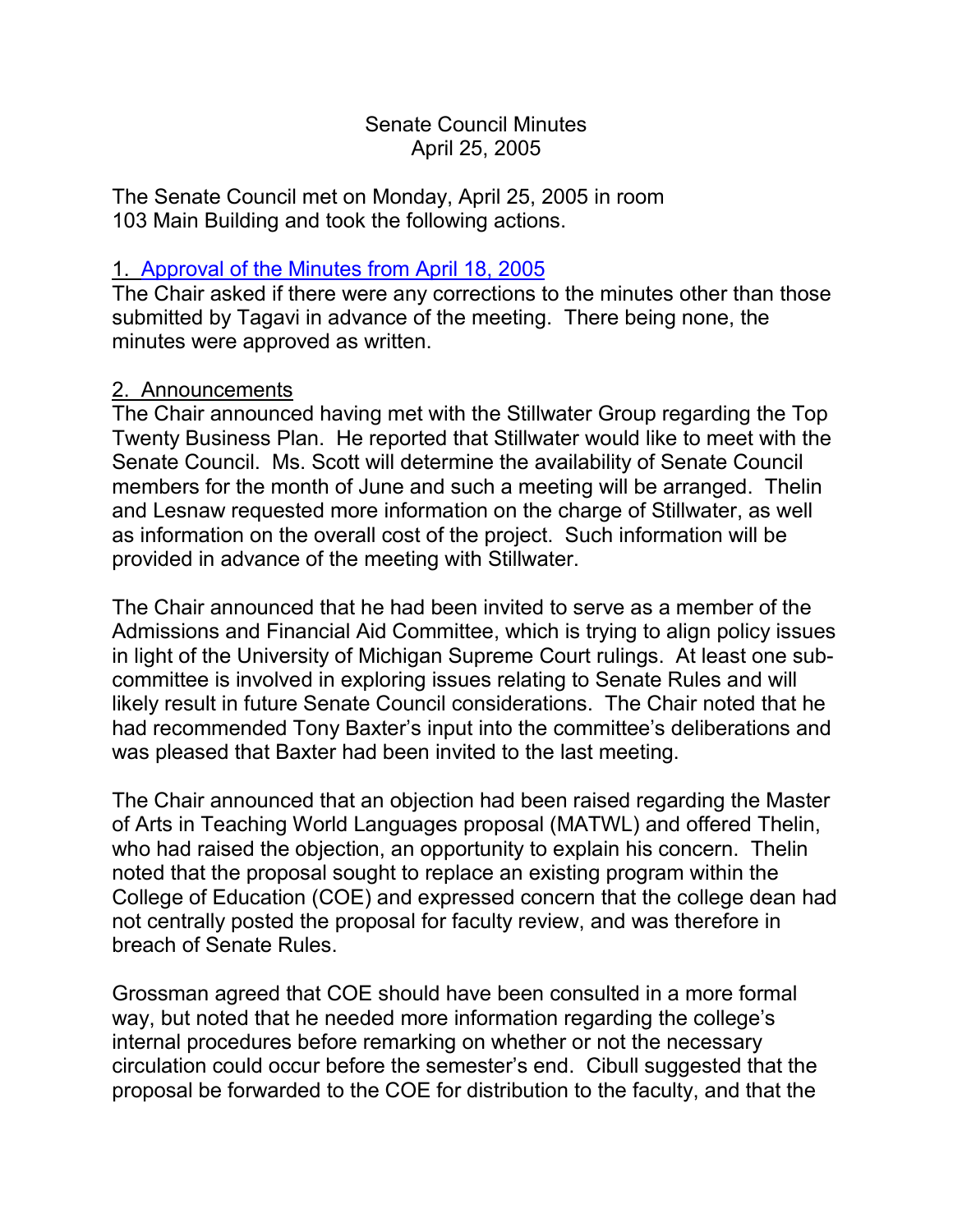Senate Council Minutes
April 25, 2005

The Senate Council met on Monday, April 25, 2005 in room 103 Main Building and took the following actions.

1. Approval of the Minutes from April 18, 2005

The Chair asked if there were any corrections to the minutes other than those submitted by Tagavi in advance of the meeting. There being none, the minutes were approved as written.

2. Announcements

The Chair announced having met with the Stillwater Group regarding the Top Twenty Business Plan. He reported that Stillwater would like to meet with the Senate Council. Ms. Scott will determine the availability of Senate Council members for the month of June and such a meeting will be arranged. Thelin and Lesnaw requested more information on the charge of Stillwater, as well as information on the overall cost of the project. Such information will be provided in advance of the meeting with Stillwater.

The Chair announced that he had been invited to serve as a member of the Admissions and Financial Aid Committee, which is trying to align policy issues in light of the University of Michigan Supreme Court rulings. At least one sub-committee is involved in exploring issues relating to Senate Rules and will likely result in future Senate Council considerations. The Chair noted that he had recommended Tony Baxter's input into the committee's deliberations and was pleased that Baxter had been invited to the last meeting.

The Chair announced that an objection had been raised regarding the Master of Arts in Teaching World Languages proposal (MATWL) and offered Thelin, who had raised the objection, an opportunity to explain his concern. Thelin noted that the proposal sought to replace an existing program within the College of Education (COE) and expressed concern that the college dean had not centrally posted the proposal for faculty review, and was therefore in breach of Senate Rules.

Grossman agreed that COE should have been consulted in a more formal way, but noted that he needed more information regarding the college's internal procedures before remarking on whether or not the necessary circulation could occur before the semester's end. Cibull suggested that the proposal be forwarded to the COE for distribution to the faculty, and that the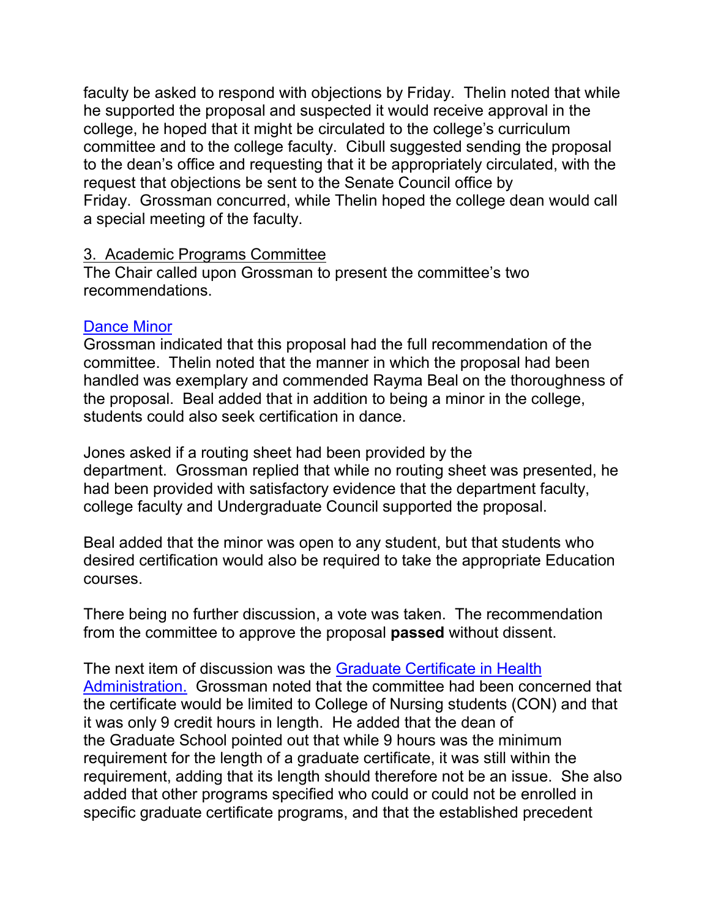faculty be asked to respond with objections by Friday. Thelin noted that while he supported the proposal and suspected it would receive approval in the college, he hoped that it might be circulated to the college's curriculum committee and to the college faculty. Cibull suggested sending the proposal to the dean's office and requesting that it be appropriately circulated, with the request that objections be sent to the Senate Council office by Friday. Grossman concurred, while Thelin hoped the college dean would call a special meeting of the faculty.

3. Academic Programs Committee

The Chair called upon Grossman to present the committee's two recommendations.

Dance Minor

Grossman indicated that this proposal had the full recommendation of the committee. Thelin noted that the manner in which the proposal had been handled was exemplary and commended Rayma Beal on the thoroughness of the proposal. Beal added that in addition to being a minor in the college, students could also seek certification in dance.

Jones asked if a routing sheet had been provided by the department. Grossman replied that while no routing sheet was presented, he had been provided with satisfactory evidence that the department faculty, college faculty and Undergraduate Council supported the proposal.

Beal added that the minor was open to any student, but that students who desired certification would also be required to take the appropriate Education courses.

There being no further discussion, a vote was taken. The recommendation from the committee to approve the proposal **passed** without dissent.

The next item of discussion was the Graduate Certificate in Health Administration. Grossman noted that the committee had been concerned that the certificate would be limited to College of Nursing students (CON) and that it was only 9 credit hours in length. He added that the dean of the Graduate School pointed out that while 9 hours was the minimum requirement for the length of a graduate certificate, it was still within the requirement, adding that its length should therefore not be an issue. She also added that other programs specified who could or could not be enrolled in specific graduate certificate programs, and that the established precedent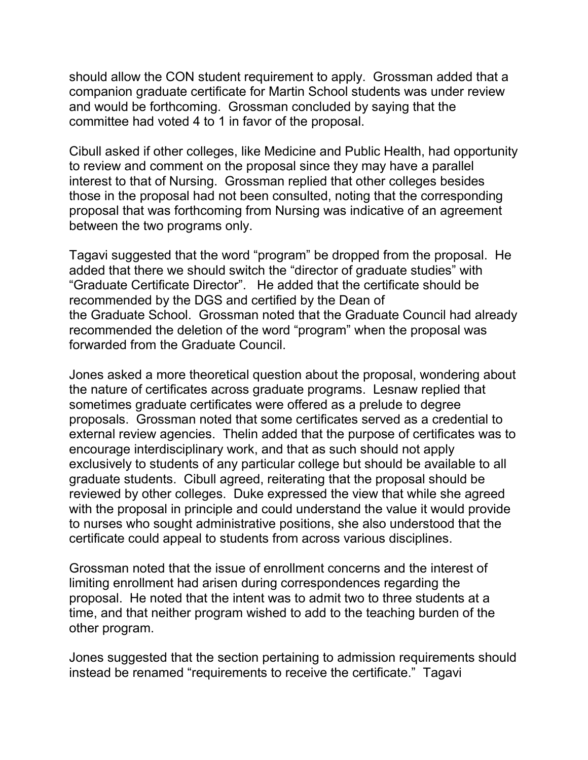should allow the CON student requirement to apply. Grossman added that a companion graduate certificate for Martin School students was under review and would be forthcoming. Grossman concluded by saying that the committee had voted 4 to 1 in favor of the proposal.

Cibull asked if other colleges, like Medicine and Public Health, had opportunity to review and comment on the proposal since they may have a parallel interest to that of Nursing. Grossman replied that other colleges besides those in the proposal had not been consulted, noting that the corresponding proposal that was forthcoming from Nursing was indicative of an agreement between the two programs only.

Tagavi suggested that the word "program" be dropped from the proposal. He added that there we should switch the "director of graduate studies" with "Graduate Certificate Director". He added that the certificate should be recommended by the DGS and certified by the Dean of the Graduate School. Grossman noted that the Graduate Council had already recommended the deletion of the word "program" when the proposal was forwarded from the Graduate Council.

Jones asked a more theoretical question about the proposal, wondering about the nature of certificates across graduate programs. Lesnaw replied that sometimes graduate certificates were offered as a prelude to degree proposals. Grossman noted that some certificates served as a credential to external review agencies. Thelin added that the purpose of certificates was to encourage interdisciplinary work, and that as such should not apply exclusively to students of any particular college but should be available to all graduate students. Cibull agreed, reiterating that the proposal should be reviewed by other colleges. Duke expressed the view that while she agreed with the proposal in principle and could understand the value it would provide to nurses who sought administrative positions, she also understood that the certificate could appeal to students from across various disciplines.

Grossman noted that the issue of enrollment concerns and the interest of limiting enrollment had arisen during correspondences regarding the proposal. He noted that the intent was to admit two to three students at a time, and that neither program wished to add to the teaching burden of the other program.

Jones suggested that the section pertaining to admission requirements should instead be renamed "requirements to receive the certificate." Tagavi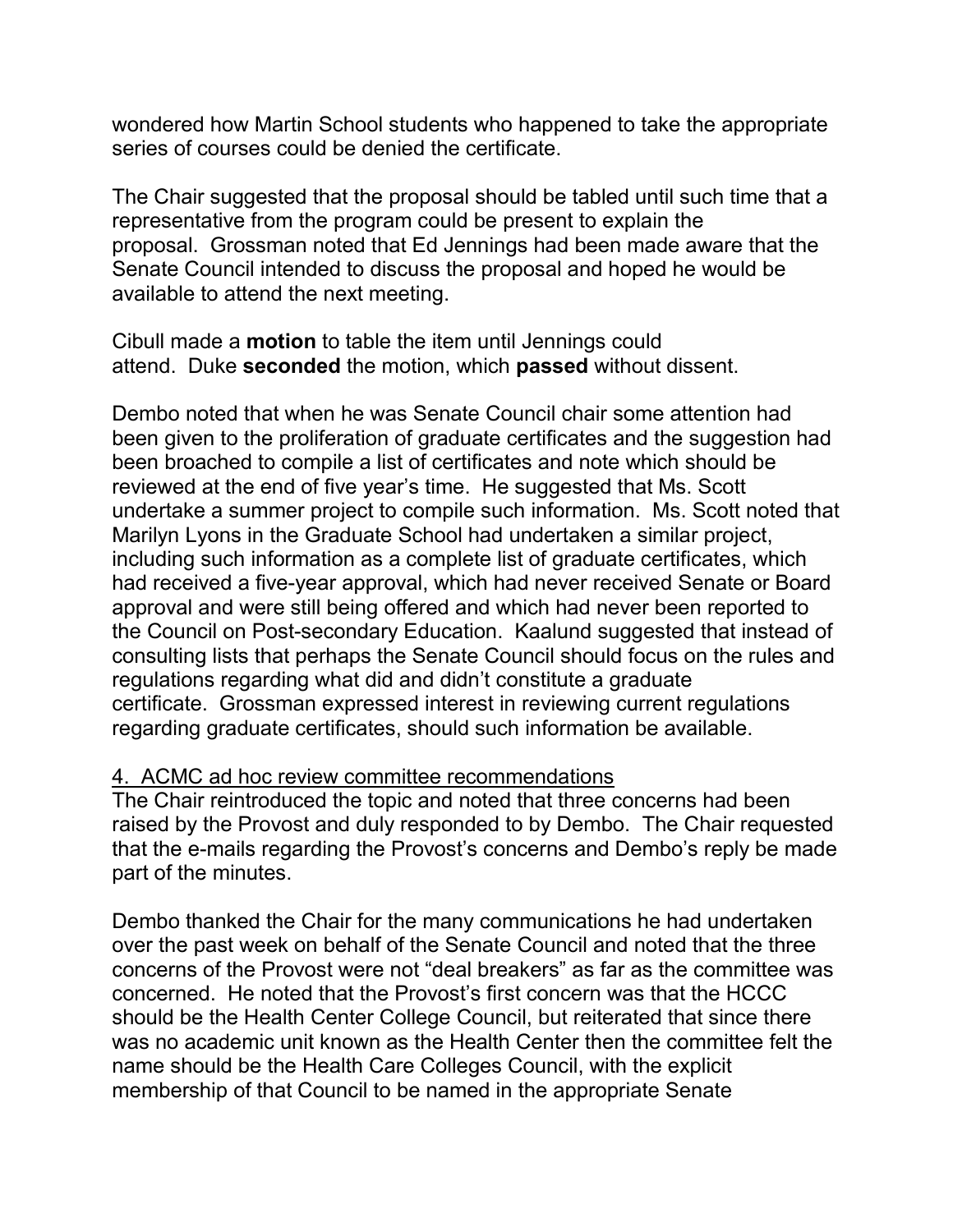wondered how Martin School students who happened to take the appropriate series of courses could be denied the certificate.

The Chair suggested that the proposal should be tabled until such time that a representative from the program could be present to explain the proposal. Grossman noted that Ed Jennings had been made aware that the Senate Council intended to discuss the proposal and hoped he would be available to attend the next meeting.

Cibull made a **motion** to table the item until Jennings could attend. Duke **seconded** the motion, which **passed** without dissent.

Dembo noted that when he was Senate Council chair some attention had been given to the proliferation of graduate certificates and the suggestion had been broached to compile a list of certificates and note which should be reviewed at the end of five year's time. He suggested that Ms. Scott undertake a summer project to compile such information. Ms. Scott noted that Marilyn Lyons in the Graduate School had undertaken a similar project, including such information as a complete list of graduate certificates, which had received a five-year approval, which had never received Senate or Board approval and were still being offered and which had never been reported to the Council on Post-secondary Education. Kaalund suggested that instead of consulting lists that perhaps the Senate Council should focus on the rules and regulations regarding what did and didn't constitute a graduate certificate. Grossman expressed interest in reviewing current regulations regarding graduate certificates, should such information be available.

4. <u>ACMC ad hoc review committee recommendations</u>

The Chair reintroduced the topic and noted that three concerns had been raised by the Provost and duly responded to by Dembo. The Chair requested that the e-mails regarding the Provost's concerns and Dembo's reply be made part of the minutes.

Dembo thanked the Chair for the many communications he had undertaken over the past week on behalf of the Senate Council and noted that the three concerns of the Provost were not "deal breakers" as far as the committee was concerned. He noted that the Provost's first concern was that the HCCC should be the Health Center College Council, but reiterated that since there was no academic unit known as the Health Center then the committee felt the name should be the Health Care Colleges Council, with the explicit membership of that Council to be named in the appropriate Senate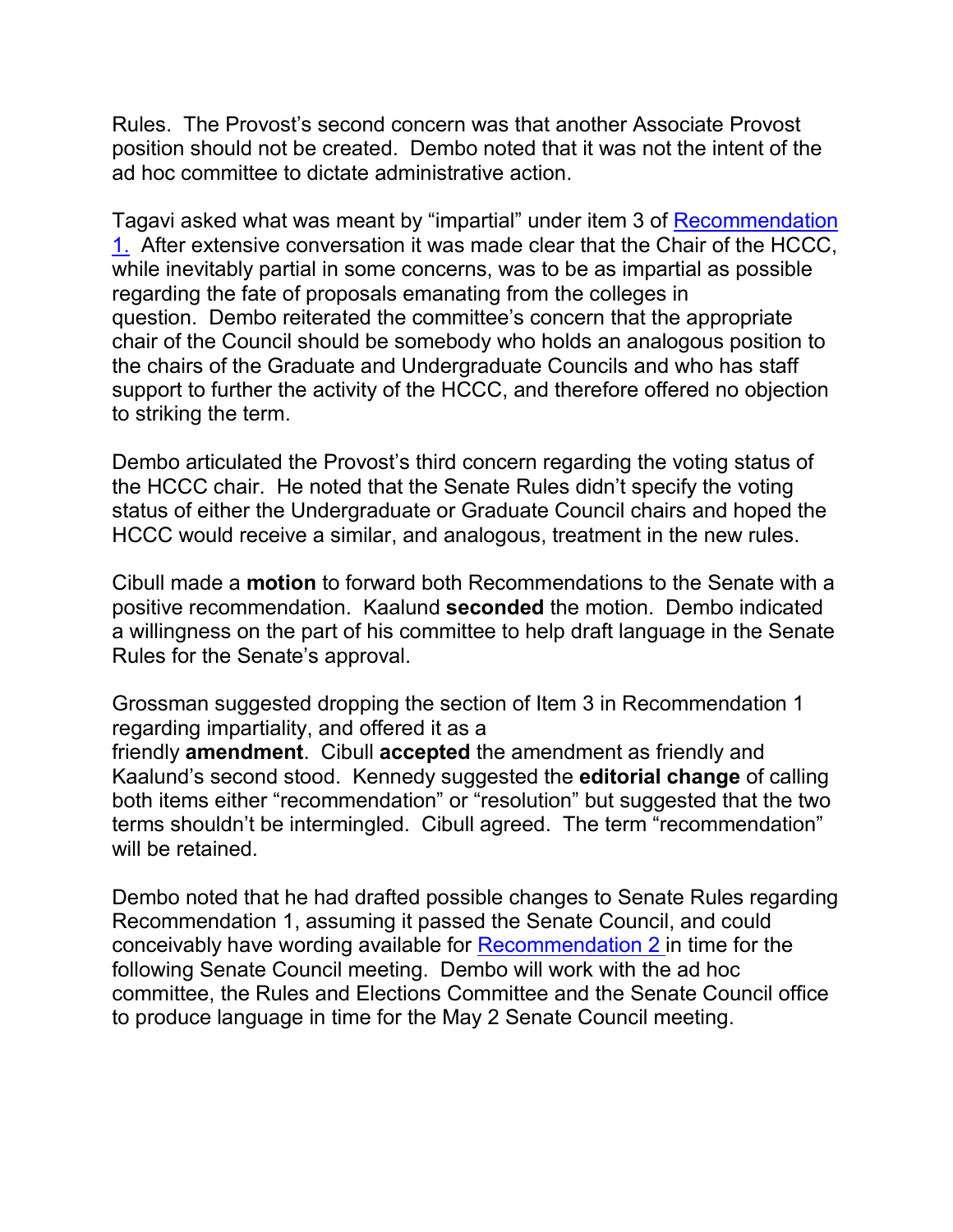Rules. The Provost's second concern was that another Associate Provost position should not be created. Dembo noted that it was not the intent of the ad hoc committee to dictate administrative action.

Tagavi asked what was meant by "impartial" under item 3 of Recommendation 1. After extensive conversation it was made clear that the Chair of the HCCC, while inevitably partial in some concerns, was to be as impartial as possible regarding the fate of proposals emanating from the colleges in question. Dembo reiterated the committee's concern that the appropriate chair of the Council should be somebody who holds an analogous position to the chairs of the Graduate and Undergraduate Councils and who has staff support to further the activity of the HCCC, and therefore offered no objection to striking the term.

Dembo articulated the Provost's third concern regarding the voting status of the HCCC chair. He noted that the Senate Rules didn't specify the voting status of either the Undergraduate or Graduate Council chairs and hoped the HCCC would receive a similar, and analogous, treatment in the new rules.

Cibull made a **motion** to forward both Recommendations to the Senate with a positive recommendation. Kaalund **seconded** the motion. Dembo indicated a willingness on the part of his committee to help draft language in the Senate Rules for the Senate's approval.

Grossman suggested dropping the section of Item 3 in Recommendation 1 regarding impartiality, and offered it as a friendly **amendment**. Cibull **accepted** the amendment as friendly and Kaalund's second stood. Kennedy suggested the **editorial change** of calling both items either "recommendation" or "resolution" but suggested that the two terms shouldn't be intermingled. Cibull agreed. The term "recommendation" will be retained.

Dembo noted that he had drafted possible changes to Senate Rules regarding Recommendation 1, assuming it passed the Senate Council, and could conceivably have wording available for Recommendation 2 in time for the following Senate Council meeting. Dembo will work with the ad hoc committee, the Rules and Elections Committee and the Senate Council office to produce language in time for the May 2 Senate Council meeting.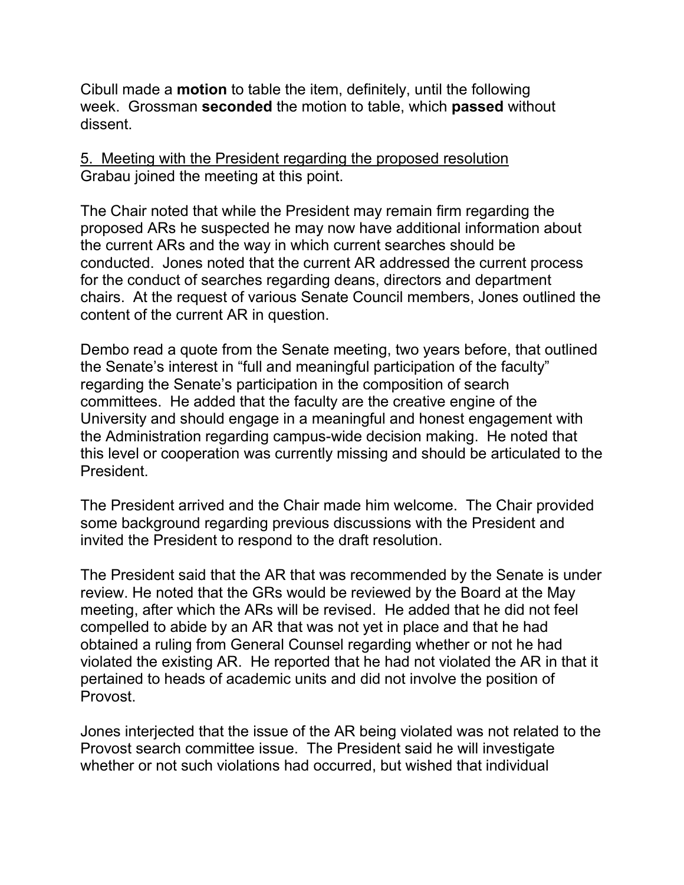Cibull made a **motion** to table the item, definitely, until the following week. Grossman **seconded** the motion to table, which **passed** without dissent.

5. Meeting with the President regarding the proposed resolution

Grabau joined the meeting at this point.

The Chair noted that while the President may remain firm regarding the proposed ARs he suspected he may now have additional information about the current ARs and the way in which current searches should be conducted. Jones noted that the current AR addressed the current process for the conduct of searches regarding deans, directors and department chairs. At the request of various Senate Council members, Jones outlined the content of the current AR in question.

Dembo read a quote from the Senate meeting, two years before, that outlined the Senate's interest in "full and meaningful participation of the faculty" regarding the Senate's participation in the composition of search committees. He added that the faculty are the creative engine of the University and should engage in a meaningful and honest engagement with the Administration regarding campus-wide decision making. He noted that this level or cooperation was currently missing and should be articulated to the President.

The President arrived and the Chair made him welcome. The Chair provided some background regarding previous discussions with the President and invited the President to respond to the draft resolution.

The President said that the AR that was recommended by the Senate is under review. He noted that the GRs would be reviewed by the Board at the May meeting, after which the ARs will be revised. He added that he did not feel compelled to abide by an AR that was not yet in place and that he had obtained a ruling from General Counsel regarding whether or not he had violated the existing AR. He reported that he had not violated the AR in that it pertained to heads of academic units and did not involve the position of Provost.

Jones interjected that the issue of the AR being violated was not related to the Provost search committee issue. The President said he will investigate whether or not such violations had occurred, but wished that individual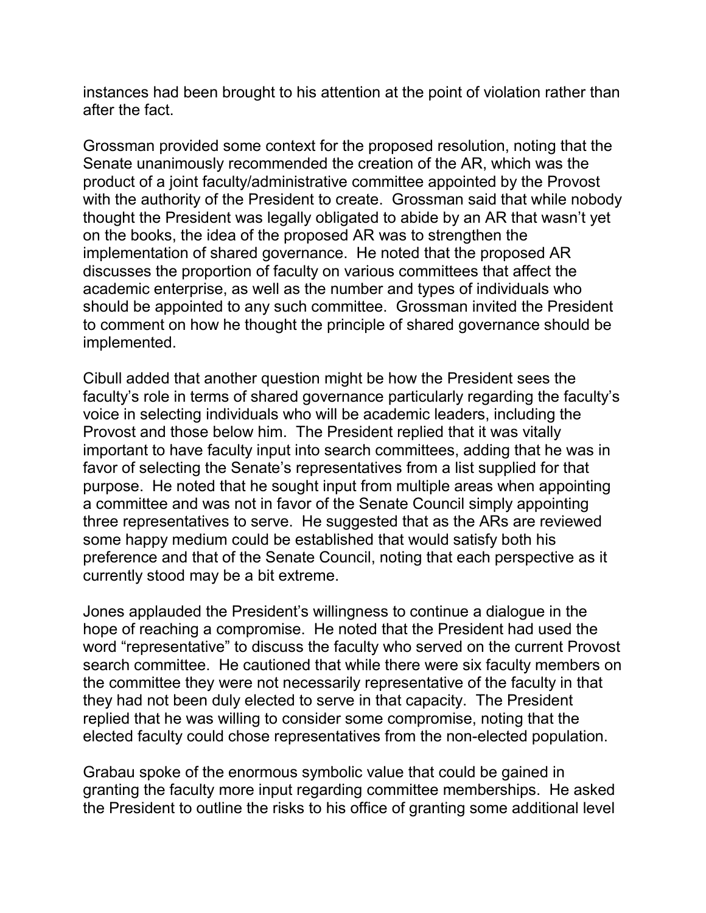instances had been brought to his attention at the point of violation rather than after the fact.

Grossman provided some context for the proposed resolution, noting that the Senate unanimously recommended the creation of the AR, which was the product of a joint faculty/administrative committee appointed by the Provost with the authority of the President to create. Grossman said that while nobody thought the President was legally obligated to abide by an AR that wasn't yet on the books, the idea of the proposed AR was to strengthen the implementation of shared governance. He noted that the proposed AR discusses the proportion of faculty on various committees that affect the academic enterprise, as well as the number and types of individuals who should be appointed to any such committee. Grossman invited the President to comment on how he thought the principle of shared governance should be implemented.

Cibull added that another question might be how the President sees the faculty's role in terms of shared governance particularly regarding the faculty's voice in selecting individuals who will be academic leaders, including the Provost and those below him. The President replied that it was vitally important to have faculty input into search committees, adding that he was in favor of selecting the Senate's representatives from a list supplied for that purpose. He noted that he sought input from multiple areas when appointing a committee and was not in favor of the Senate Council simply appointing three representatives to serve. He suggested that as the ARs are reviewed some happy medium could be established that would satisfy both his preference and that of the Senate Council, noting that each perspective as it currently stood may be a bit extreme.

Jones applauded the President's willingness to continue a dialogue in the hope of reaching a compromise. He noted that the President had used the word "representative" to discuss the faculty who served on the current Provost search committee. He cautioned that while there were six faculty members on the committee they were not necessarily representative of the faculty in that they had not been duly elected to serve in that capacity. The President replied that he was willing to consider some compromise, noting that the elected faculty could chose representatives from the non-elected population.

Grabau spoke of the enormous symbolic value that could be gained in granting the faculty more input regarding committee memberships. He asked the President to outline the risks to his office of granting some additional level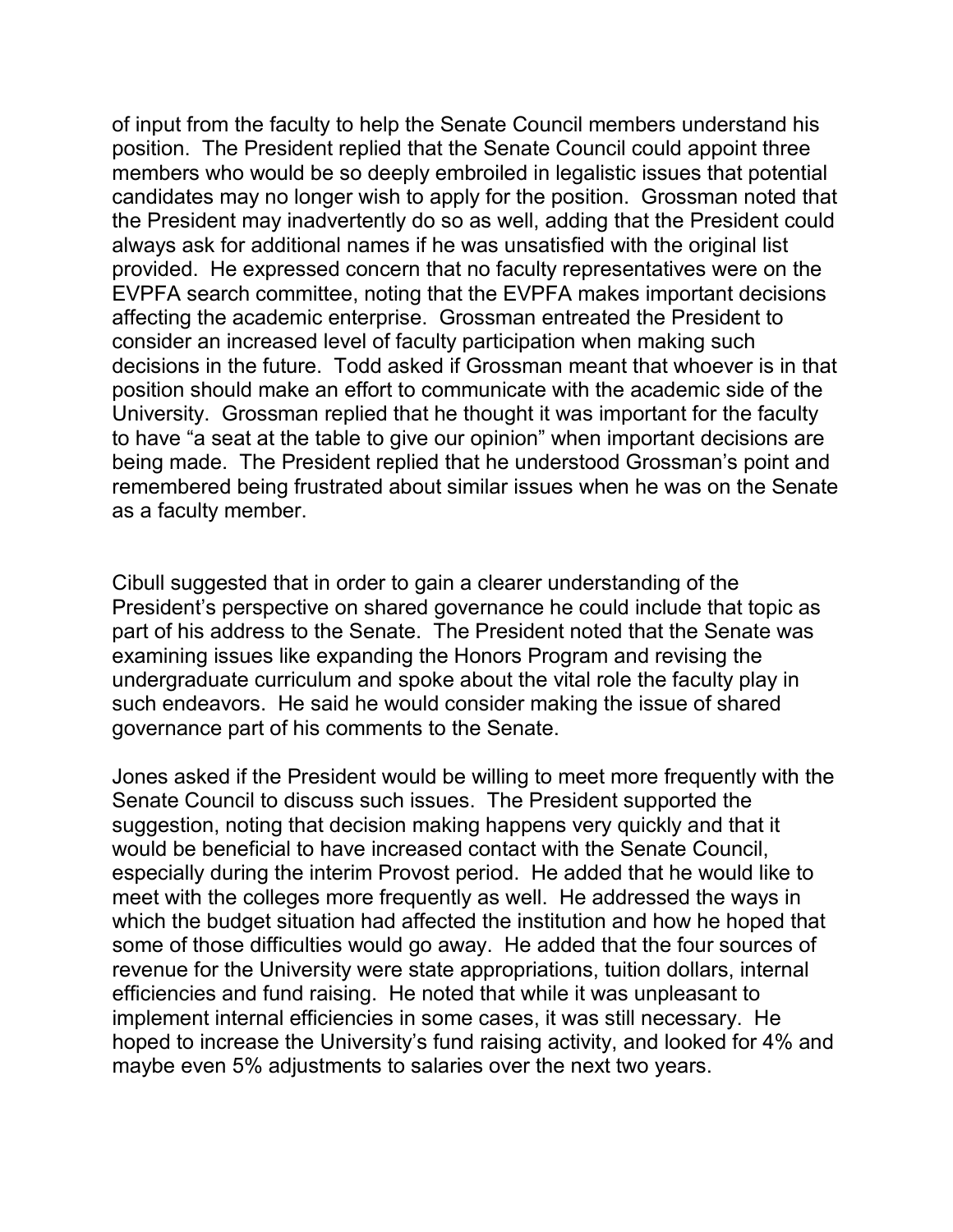of input from the faculty to help the Senate Council members understand his position. The President replied that the Senate Council could appoint three members who would be so deeply embroiled in legalistic issues that potential candidates may no longer wish to apply for the position. Grossman noted that the President may inadvertently do so as well, adding that the President could always ask for additional names if he was unsatisfied with the original list provided. He expressed concern that no faculty representatives were on the EVPFA search committee, noting that the EVPFA makes important decisions affecting the academic enterprise. Grossman entreated the President to consider an increased level of faculty participation when making such decisions in the future. Todd asked if Grossman meant that whoever is in that position should make an effort to communicate with the academic side of the University. Grossman replied that he thought it was important for the faculty to have "a seat at the table to give our opinion" when important decisions are being made. The President replied that he understood Grossman's point and remembered being frustrated about similar issues when he was on the Senate as a faculty member.

Cibull suggested that in order to gain a clearer understanding of the President's perspective on shared governance he could include that topic as part of his address to the Senate. The President noted that the Senate was examining issues like expanding the Honors Program and revising the undergraduate curriculum and spoke about the vital role the faculty play in such endeavors. He said he would consider making the issue of shared governance part of his comments to the Senate.

Jones asked if the President would be willing to meet more frequently with the Senate Council to discuss such issues. The President supported the suggestion, noting that decision making happens very quickly and that it would be beneficial to have increased contact with the Senate Council, especially during the interim Provost period. He added that he would like to meet with the colleges more frequently as well. He addressed the ways in which the budget situation had affected the institution and how he hoped that some of those difficulties would go away. He added that the four sources of revenue for the University were state appropriations, tuition dollars, internal efficiencies and fund raising. He noted that while it was unpleasant to implement internal efficiencies in some cases, it was still necessary. He hoped to increase the University's fund raising activity, and looked for 4% and maybe even 5% adjustments to salaries over the next two years.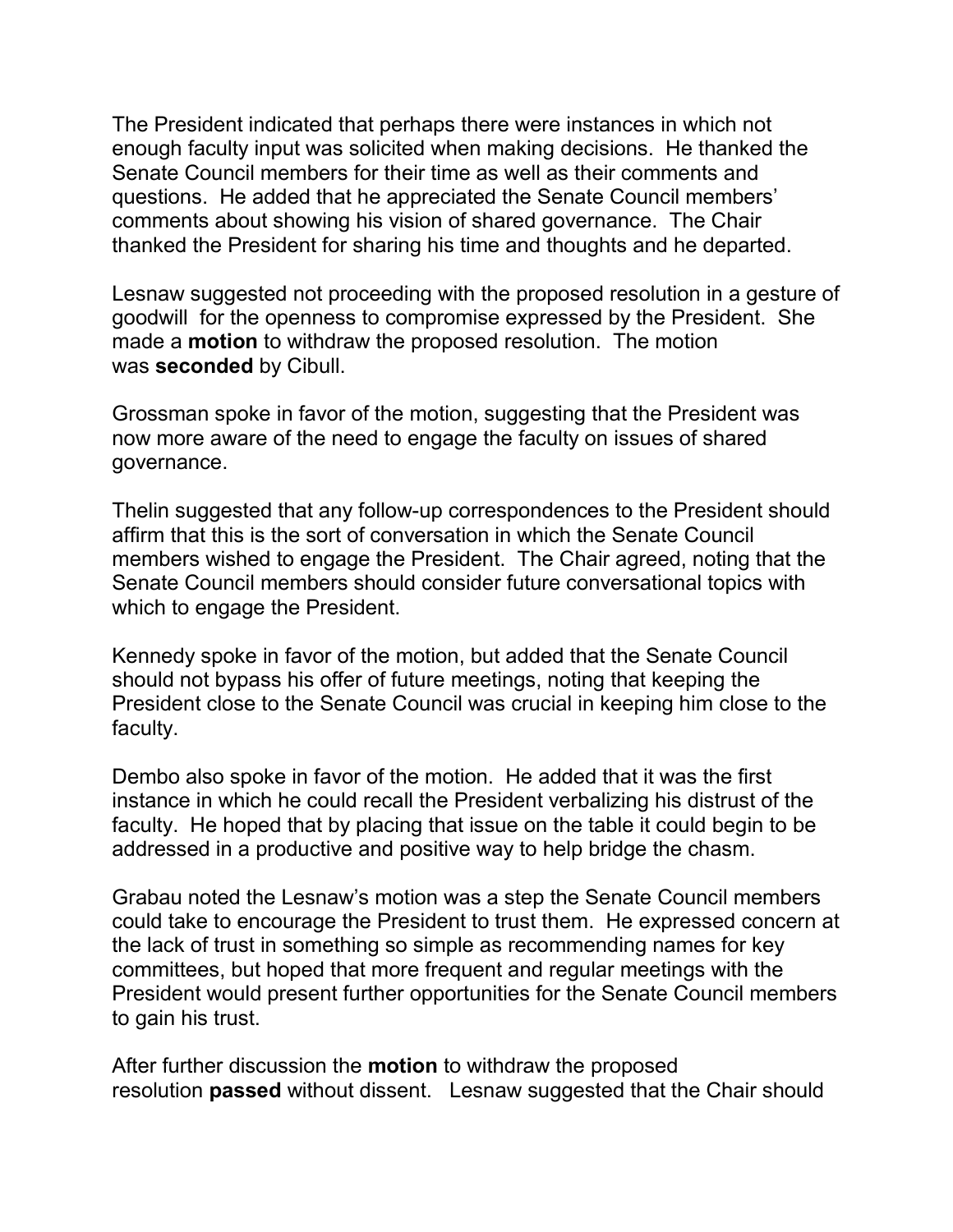The President indicated that perhaps there were instances in which not enough faculty input was solicited when making decisions. He thanked the Senate Council members for their time as well as their comments and questions. He added that he appreciated the Senate Council members' comments about showing his vision of shared governance. The Chair thanked the President for sharing his time and thoughts and he departed.

Lesnaw suggested not proceeding with the proposed resolution in a gesture of goodwill for the openness to compromise expressed by the President. She made a **motion** to withdraw the proposed resolution. The motion was **seconded** by Cibull.

Grossman spoke in favor of the motion, suggesting that the President was now more aware of the need to engage the faculty on issues of shared governance.

Thelin suggested that any follow-up correspondences to the President should affirm that this is the sort of conversation in which the Senate Council members wished to engage the President. The Chair agreed, noting that the Senate Council members should consider future conversational topics with which to engage the President.

Kennedy spoke in favor of the motion, but added that the Senate Council should not bypass his offer of future meetings, noting that keeping the President close to the Senate Council was crucial in keeping him close to the faculty.

Dembo also spoke in favor of the motion. He added that it was the first instance in which he could recall the President verbalizing his distrust of the faculty. He hoped that by placing that issue on the table it could begin to be addressed in a productive and positive way to help bridge the chasm.

Grabau noted the Lesnaw's motion was a step the Senate Council members could take to encourage the President to trust them. He expressed concern at the lack of trust in something so simple as recommending names for key committees, but hoped that more frequent and regular meetings with the President would present further opportunities for the Senate Council members to gain his trust.

After further discussion the **motion** to withdraw the proposed resolution **passed** without dissent. Lesnaw suggested that the Chair should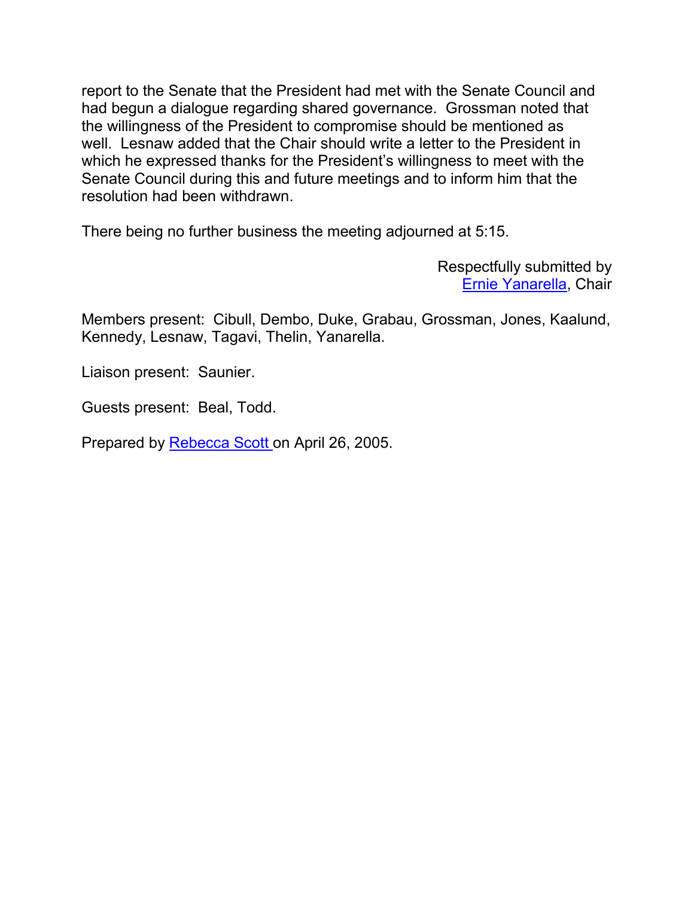report to the Senate that the President had met with the Senate Council and had begun a dialogue regarding shared governance. Grossman noted that the willingness of the President to compromise should be mentioned as well. Lesnaw added that the Chair should write a letter to the President in which he expressed thanks for the President's willingness to meet with the Senate Council during this and future meetings and to inform him that the resolution had been withdrawn.

There being no further business the meeting adjourned at 5:15.

Respectfully submitted by
Ernie Yanarella, Chair

Members present: Cibull, Dembo, Duke, Grabau, Grossman, Jones, Kaalund, Kennedy, Lesnaw, Tagavi, Thelin, Yanarella.

Liaison present: Saunier.

Guests present: Beal, Todd.

Prepared by Rebecca Scott on April 26, 2005.